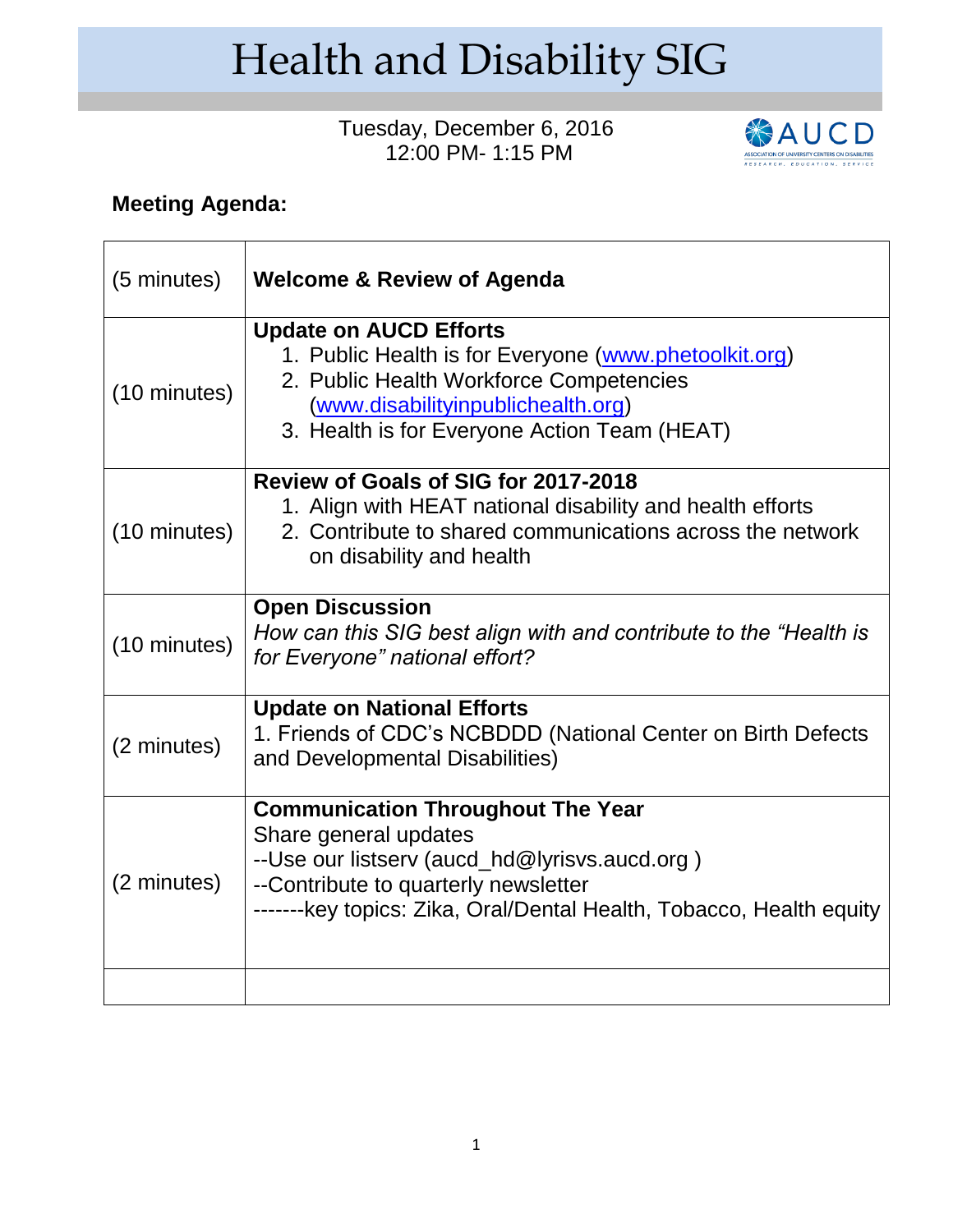# Health and Disability SIG

Tuesday, December 6, 2016
12:00 PM- 1:15 PM

AUCD
ASSOCIATION OF UNIVERSITY CENTERS ON DISABILITIES
RESEARCH. EDUCATION. SERVICE

**Meeting Agenda:**

| | |
|---|---|
| (5 minutes) | **Welcome & Review of Agenda** |
| (10 minutes) | **Update on AUCD Efforts**<br>1. Public Health is for Everyone (www.phetoolkit.org)<br>2. Public Health Workforce Competencies (www.disabilityinpublichealth.org)<br>3. Health is for Everyone Action Team (HEAT) |
| (10 minutes) | **Review of Goals of SIG for 2017-2018**<br>1. Align with HEAT national disability and health efforts<br>2. Contribute to shared communications across the network on disability and health |
| (10 minutes) | **Open Discussion**<br>*How can this SIG best align with and contribute to the "Health is for Everyone" national effort?* |
| (2 minutes) | **Update on National Efforts**<br>1. Friends of CDC's NCBDDD (National Center on Birth Defects and Developmental Disabilities) |
| (2 minutes) | **Communication Throughout The Year**<br>Share general updates<br>--Use our listserv (aucd_hd@lyrisvs.aucd.org )<br>--Contribute to quarterly newsletter<br>-------key topics: Zika, Oral/Dental Health, Tobacco, Health equity |
| | |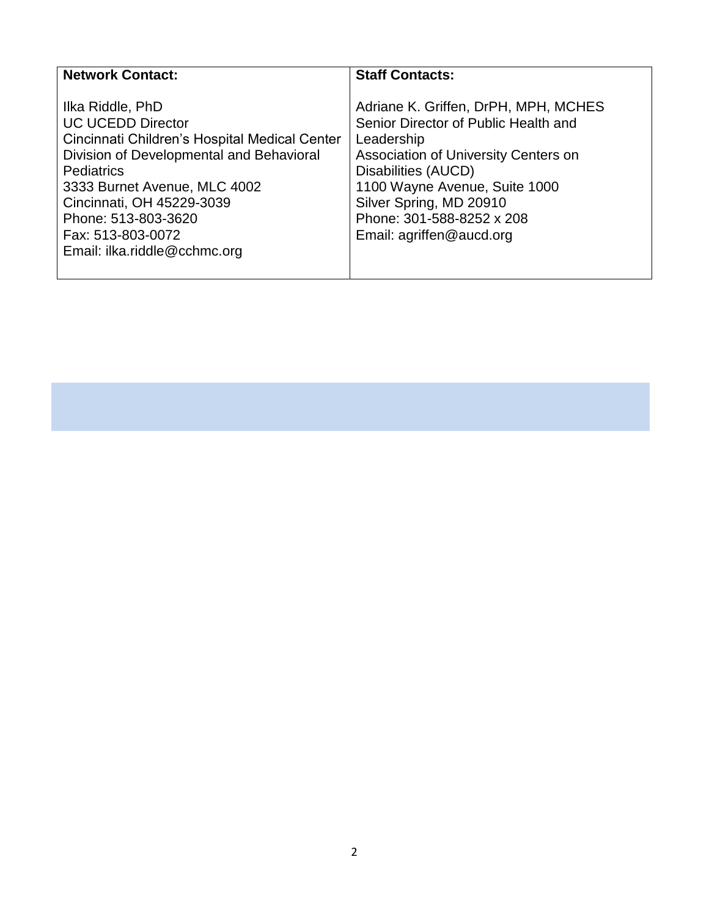| **Network Contact:** | **Staff Contacts:** |
| --- | --- |
| Ilka Riddle, PhD<br>UC UCEDD Director<br>Cincinnati Children's Hospital Medical Center<br>Division of Developmental and Behavioral Pediatrics<br>3333 Burnet Avenue, MLC 4002<br>Cincinnati, OH 45229-3039<br>Phone: 513-803-3620<br>Fax: 513-803-0072<br>Email: ilka.riddle@cchmc.org | Adriane K. Griffen, DrPH, MPH, MCHES<br>Senior Director of Public Health and Leadership<br>Association of University Centers on Disabilities (AUCD)<br>1100 Wayne Avenue, Suite 1000<br>Silver Spring, MD 20910<br>Phone: 301-588-8252 x 208<br>Email: agriffen@aucd.org |